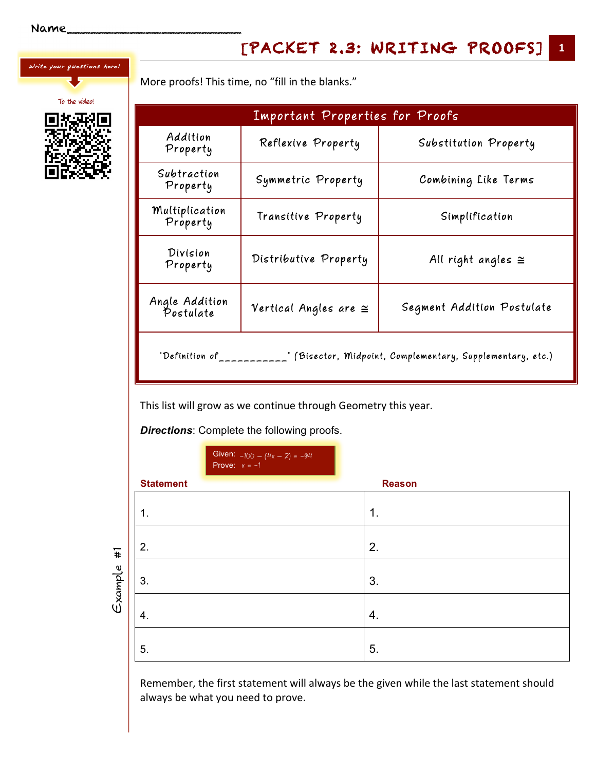Name_______________________________

# [PACKET 2.3: WRITING PROOFS]

Write your questions here!

To the video!

More proofs! This time, no "fill in the blanks."

| Important Properties for Proofs | | |
|---|---|---|
| Addition Property | Reflexive Property | Substitution Property |
| Subtraction Property | Symmetric Property | Combining Like Terms |
| Multiplication Property | Transitive Property | Simplification |
| Division Property | Distributive Property | All right angles ≅ |
| Angle Addition Postulate | Vertical Angles are ≅ | Segment Addition Postulate |
| "Definition of___________" (Bisector, Midpoint, Complementary, Supplementary, etc.) | | |

This list will grow as we continue through Geometry this year.

***Directions***: Complete the following proofs.

Example #1

Given: $-100 - (4x - 2) = -94$
Prove: $x = -1$

| Statement | Reason |
|---|---|
| 1. | 1. |
| 2. | 2. |
| 3. | 3. |
| 4. | 4. |
| 5. | 5. |

Remember, the first statement will always be the given while the last statement should always be what you need to prove.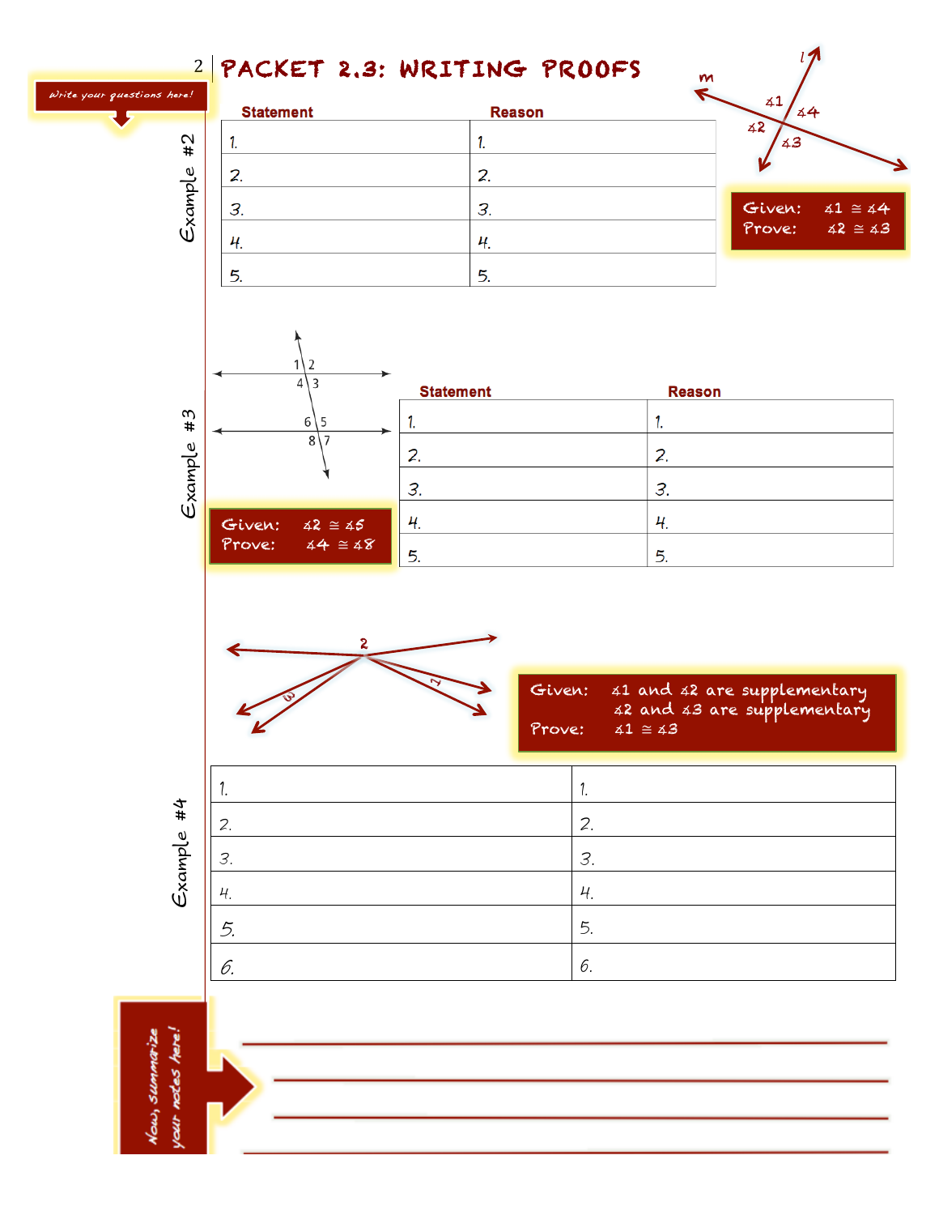# PACKET 2.3: WRITING PROOFS

*Write your questions here!*

## Example #2

m, l, ∠1, ∠2, ∠3, ∠4

**Given:** $\angle 1 \cong \angle 4$
**Prove:** $\angle 2 \cong \angle 3$

| Statement | Reason |
|---|---|
| 1. | 1. |
| 2. | 2. |
| 3. | 3. |
| 4. | 4. |
| 5. | 5. |

## Example #3

1, 2, 3, 4, 5, 6, 7, 8

**Given:** $\angle 2 \cong \angle 5$
**Prove:** $\angle 4 \cong \angle 8$

| Statement | Reason |
|---|---|
| 1. | 1. |
| 2. | 2. |
| 3. | 3. |
| 4. | 4. |
| 5. | 5. |

## Example #4

1, 2, 3

**Given:** ∠1 and ∠2 are supplementary
∠2 and ∠3 are supplementary
**Prove:** $\angle 1 \cong \angle 3$

| | |
|---|---|
| 1. | 1. |
| 2. | 2. |
| 3. | 3. |
| 4. | 4. |
| 5. | 5. |
| 6. | 6. |

*Now, summarize your notes here!*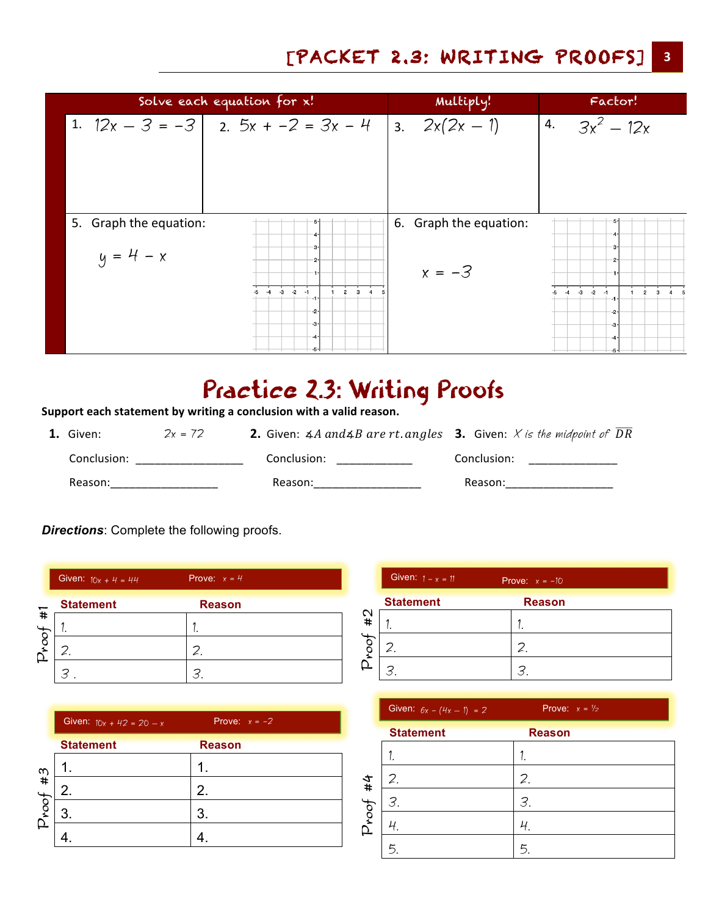| Solve each equation for x! | | Multiply! | Factor! |
| --- | --- | --- | --- |
| 1. $12x - 3 = -3$ | 2. $5x + -2 = 3x - 4$ | 3. $2x(2x - 1)$ | 4. $3x^2 - 12x$ |

5. Graph the equation:

$y = 4 - x$

6. Graph the equation:

$x = -3$

# Practice 2.3: Writing Proofs

**Support each statement by writing a conclusion with a valid reason.**

**1.** Given: $2x = 72$

Conclusion: ___________________

Reason:___________________

**2.** Given: $\measuredangle A$ and $\measuredangle B$ are rt. angles

Conclusion: _____________

Reason:___________________

**3.** Given: $X$ is the midpoint of $\overline{DR}$

Conclusion: _______________

Reason:___________________

***Directions***: Complete the following proofs.

**Proof #1**

Given: $10x + 4 = 44$ Prove: $x = 4$

| Statement | Reason |
| --- | --- |
| 1. | 1. |
| 2. | 2. |
| 3 . | 3. |

**Proof #2**

Given: $1 - x = 11$ Prove: $x = -10$

| Statement | Reason |
| --- | --- |
| 1. | 1. |
| 2. | 2. |
| 3. | 3. |

**Proof #3**

Given: $10x + 42 = 20 - x$ Prove: $x = -2$

| Statement | Reason |
| --- | --- |
| 1. | 1. |
| 2. | 2. |
| 3. | 3. |
| 4. | 4. |

**Proof #4**

Given: $6x - (4x - 1) = 2$ Prove: $x = ½$

| Statement | Reason |
| --- | --- |
| 1. | 1. |
| 2. | 2. |
| 3. | 3. |
| 4. | 4. |
| 5. | 5. |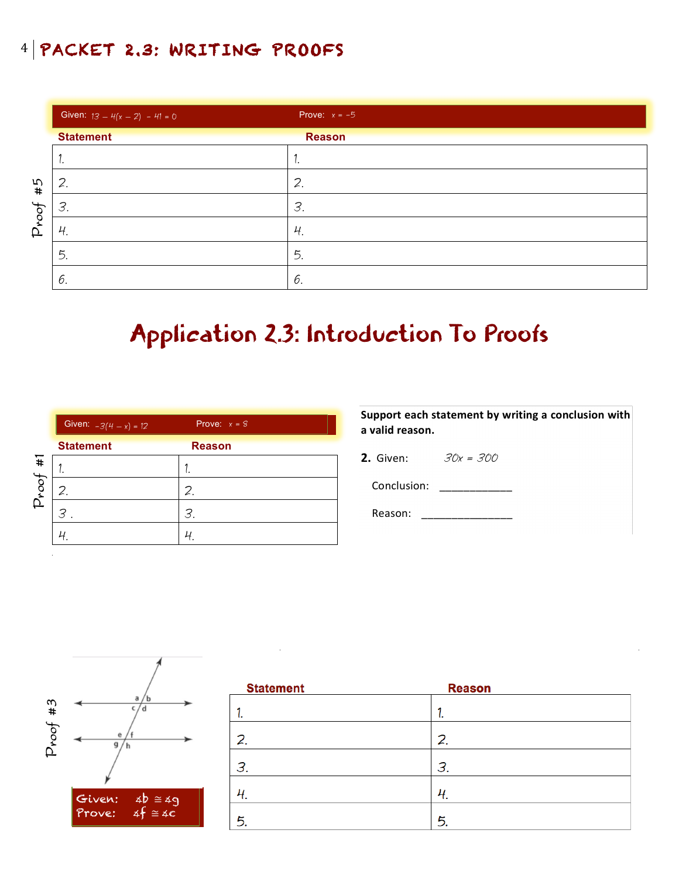# PACKET 2.3: WRITING PROOFS

**Proof #5**

Given: $13 - 4(x - 2) - 41 = 0$ Prove: $x = -5$

| Statement | Reason |
|---|---|
| 1. | 1. |
| 2. | 2. |
| 3. | 3. |
| 4. | 4. |
| 5. | 5. |
| 6. | 6. |

# Application 2.3: Introduction To Proofs

**Proof #1**

Given: $-3(4 - x) = 12$ Prove: $x = 8$

| Statement | Reason |
|---|---|
| 1. | 1. |
| 2. | 2. |
| 3 . | 3. |
| 4. | 4. |

**Support each statement by writing a conclusion with a valid reason.**

**2.** Given: $30x = 300$

Conclusion: _____________

Reason: ________________

**Proof #3**

a b
c d
e f
g h

Given: $\angle b \cong \angle g$
Prove: $\angle f \cong \angle c$

| Statement | Reason |
|---|---|
| 1. | 1. |
| 2. | 2. |
| 3. | 3. |
| 4. | 4. |
| 5. | 5. |